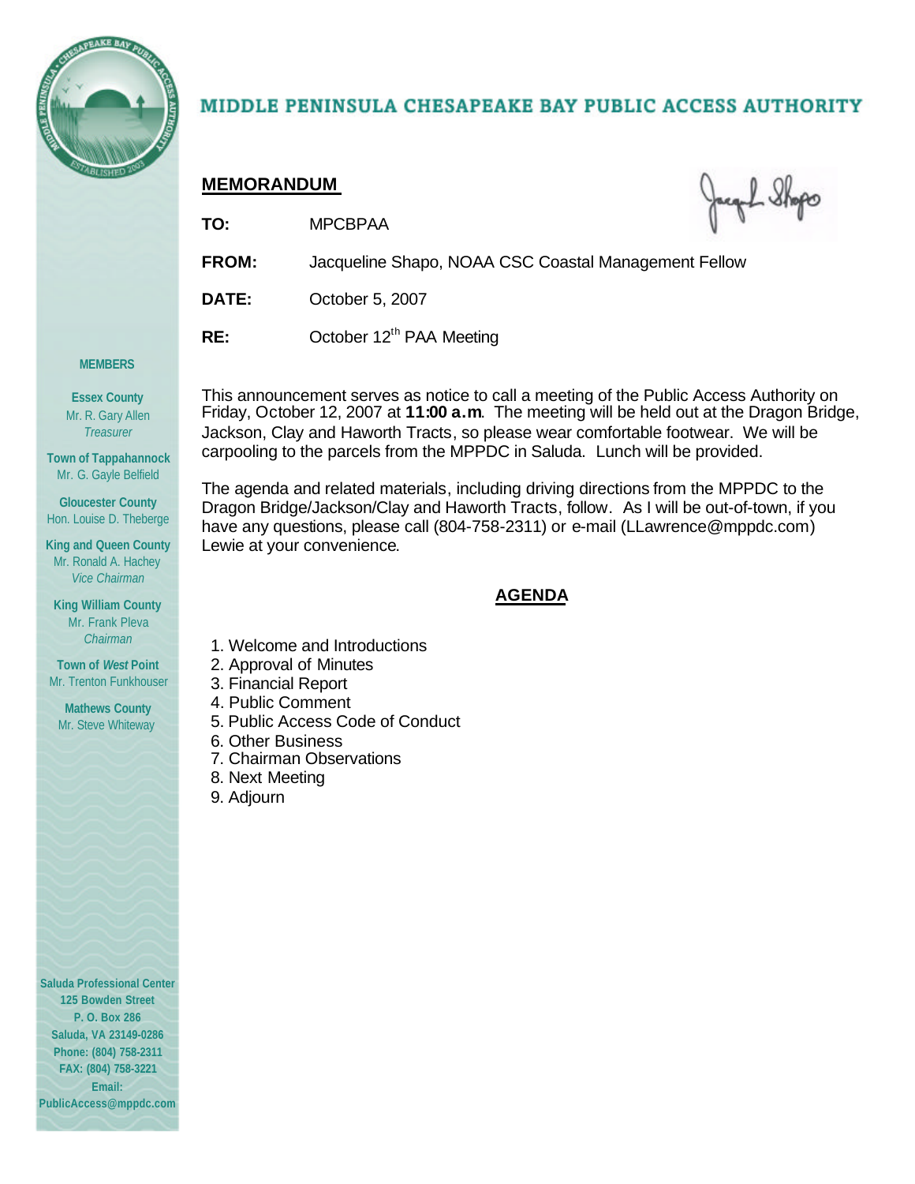# MIDDLE PENINSULA CHESAPEAKE BAY PUBLIC ACCESS AUTHORITY

## MEMORANDUM

**TO:** MPCBPAA

**FROM:** Jacqueline Shapo, NOAA CSC Coastal Management Fellow

**DATE:** October 5, 2007

**RE:** October 12th PAA Meeting

This announcement serves as notice to call a meeting of the Public Access Authority on Friday, October 12, 2007 at **11:00 a.m**. The meeting will be held out at the Dragon Bridge, Jackson, Clay and Haworth Tracts, so please wear comfortable footwear. We will be carpooling to the parcels from the MPPDC in Saluda. Lunch will be provided.

The agenda and related materials, including driving directions from the MPPDC to the Dragon Bridge/Jackson/Clay and Haworth Tracts, follow. As I will be out-of-town, if you have any questions, please call (804-758-2311) or e-mail (LLawrence@mppdc.com) Lewie at your convenience.

## AGENDA

1. Welcome and Introductions
2. Approval of Minutes
3. Financial Report
4. Public Comment
5. Public Access Code of Conduct
6. Other Business
7. Chairman Observations
8. Next Meeting
9. Adjourn

**MEMBERS**

**Essex County**
Mr. R. Gary Allen
*Treasurer*

**Town of Tappahannock**
Mr. G. Gayle Belfield

**Gloucester County**
Hon. Louise D. Theberge

**King and Queen County**
Mr. Ronald A. Hachey
*Vice Chairman*

**King William County**
Mr. Frank Pleva
*Chairman*

**Town of West Point**
Mr. Trenton Funkhouser

**Mathews County**
Mr. Steve Whiteway

**Saluda Professional Center**
**125 Bowden Street**
**P. O. Box 286**
**Saluda, VA 23149-0286**
**Phone: (804) 758-2311**
**FAX: (804) 758-3221**
**Email:**
**PublicAccess@mppdc.com**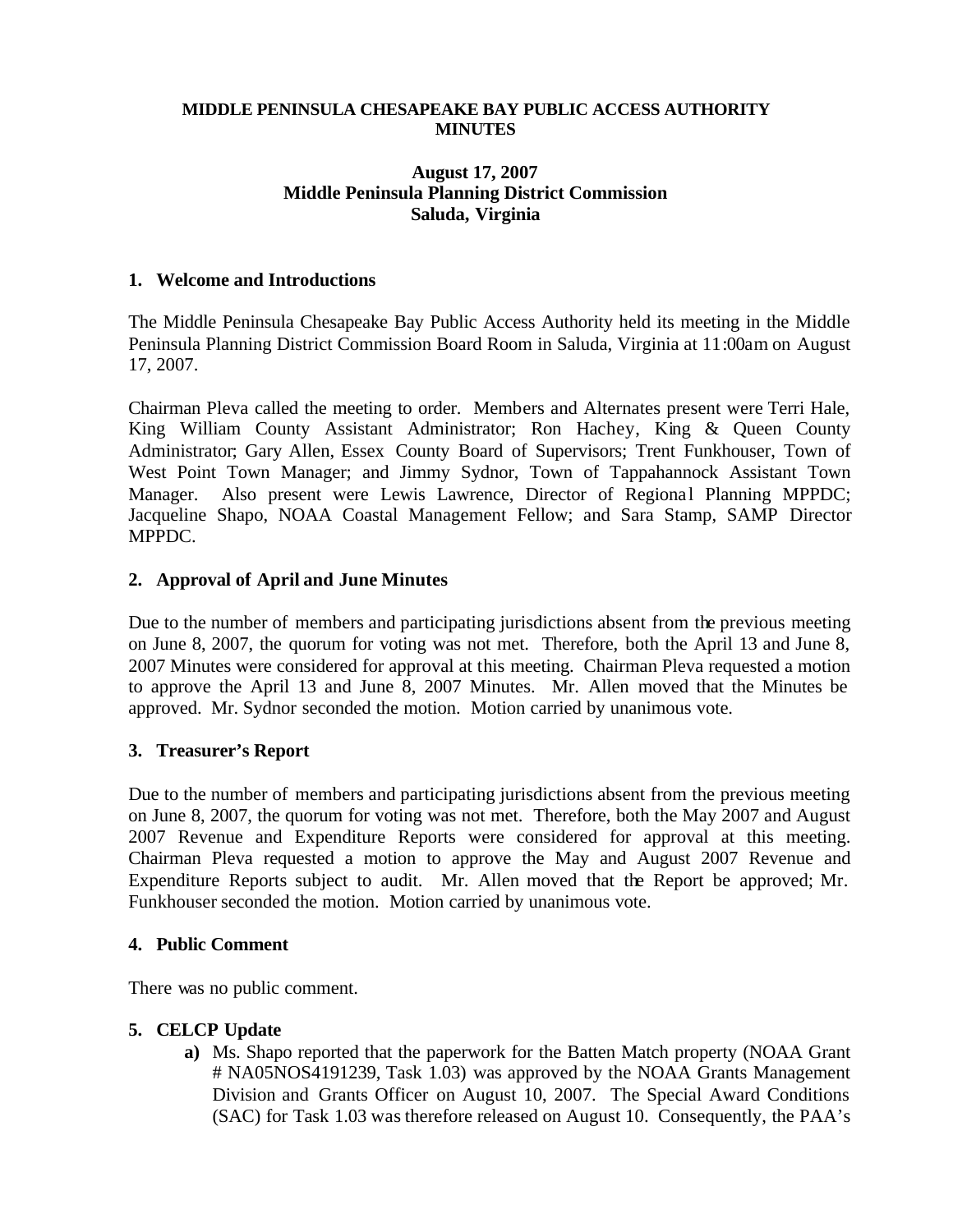**MIDDLE PENINSULA CHESAPEAKE BAY PUBLIC ACCESS AUTHORITY MINUTES**

**August 17, 2007**
**Middle Peninsula Planning District Commission**
**Saluda, Virginia**

### 1. Welcome and Introductions

The Middle Peninsula Chesapeake Bay Public Access Authority held its meeting in the Middle Peninsula Planning District Commission Board Room in Saluda, Virginia at 11:00am on August 17, 2007.

Chairman Pleva called the meeting to order. Members and Alternates present were Terri Hale, King William County Assistant Administrator; Ron Hachey, King & Queen County Administrator; Gary Allen, Essex County Board of Supervisors; Trent Funkhouser, Town of West Point Town Manager; and Jimmy Sydnor, Town of Tappahannock Assistant Town Manager. Also present were Lewis Lawrence, Director of Regional Planning MPPDC; Jacqueline Shapo, NOAA Coastal Management Fellow; and Sara Stamp, SAMP Director MPPDC.

### 2. Approval of April and June Minutes

Due to the number of members and participating jurisdictions absent from the previous meeting on June 8, 2007, the quorum for voting was not met. Therefore, both the April 13 and June 8, 2007 Minutes were considered for approval at this meeting. Chairman Pleva requested a motion to approve the April 13 and June 8, 2007 Minutes. Mr. Allen moved that the Minutes be approved. Mr. Sydnor seconded the motion. Motion carried by unanimous vote.

### 3. Treasurer's Report

Due to the number of members and participating jurisdictions absent from the previous meeting on June 8, 2007, the quorum for voting was not met. Therefore, both the May 2007 and August 2007 Revenue and Expenditure Reports were considered for approval at this meeting. Chairman Pleva requested a motion to approve the May and August 2007 Revenue and Expenditure Reports subject to audit. Mr. Allen moved that the Report be approved; Mr. Funkhouser seconded the motion. Motion carried by unanimous vote.

### 4. Public Comment

There was no public comment.

### 5. CELCP Update

**a)** Ms. Shapo reported that the paperwork for the Batten Match property (NOAA Grant # NA05NOS4191239, Task 1.03) was approved by the NOAA Grants Management Division and Grants Officer on August 10, 2007. The Special Award Conditions (SAC) for Task 1.03 was therefore released on August 10. Consequently, the PAA's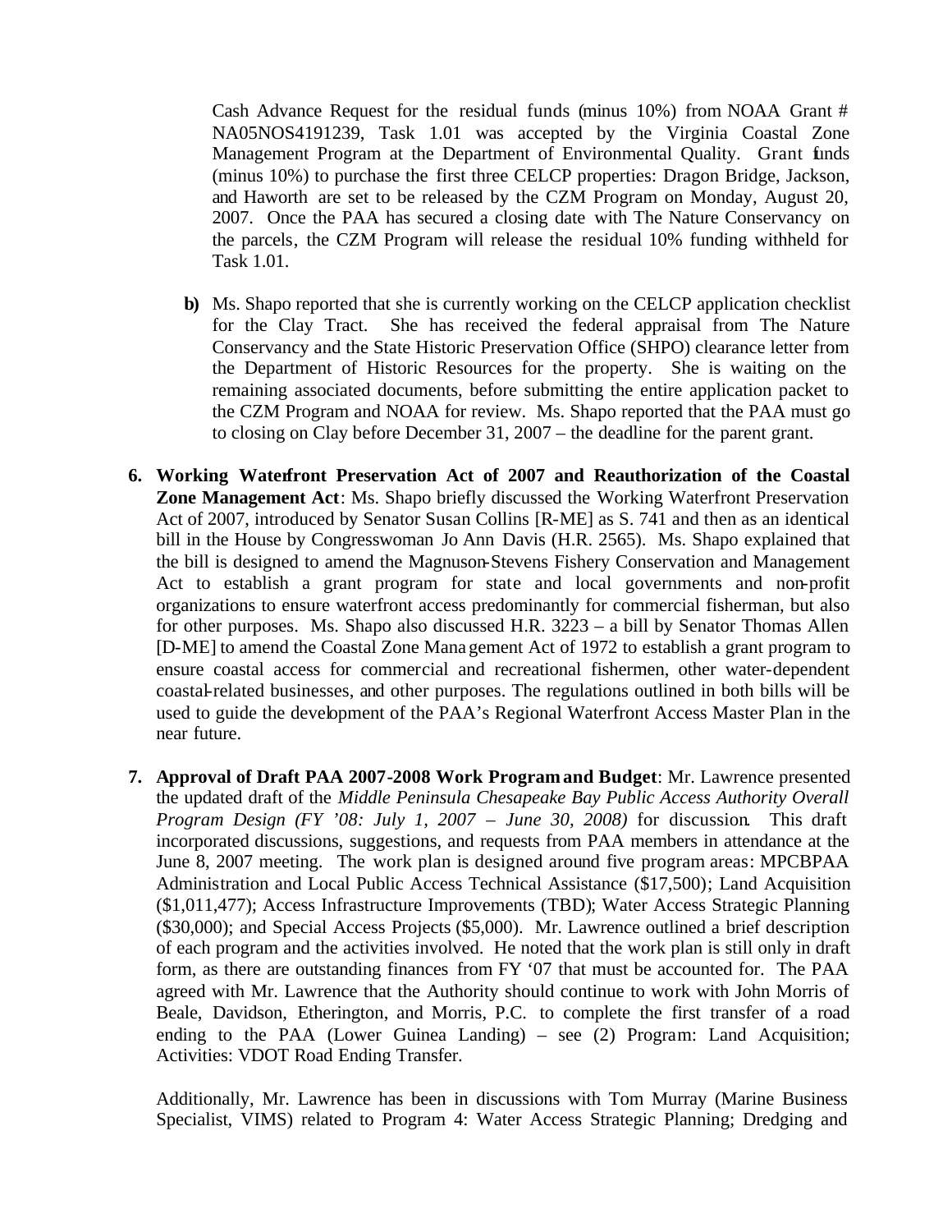Cash Advance Request for the residual funds (minus 10%) from NOAA Grant # NA05NOS4191239, Task 1.01 was accepted by the Virginia Coastal Zone Management Program at the Department of Environmental Quality. Grant funds (minus 10%) to purchase the first three CELCP properties: Dragon Bridge, Jackson, and Haworth are set to be released by the CZM Program on Monday, August 20, 2007. Once the PAA has secured a closing date with The Nature Conservancy on the parcels, the CZM Program will release the residual 10% funding withheld for Task 1.01.

**b)** Ms. Shapo reported that she is currently working on the CELCP application checklist for the Clay Tract. She has received the federal appraisal from The Nature Conservancy and the State Historic Preservation Office (SHPO) clearance letter from the Department of Historic Resources for the property. She is waiting on the remaining associated documents, before submitting the entire application packet to the CZM Program and NOAA for review. Ms. Shapo reported that the PAA must go to closing on Clay before December 31, 2007 – the deadline for the parent grant.

6. **Working Waterfront Preservation Act of 2007 and Reauthorization of the Coastal Zone Management Act**: Ms. Shapo briefly discussed the Working Waterfront Preservation Act of 2007, introduced by Senator Susan Collins [R-ME] as S. 741 and then as an identical bill in the House by Congresswoman Jo Ann Davis (H.R. 2565). Ms. Shapo explained that the bill is designed to amend the Magnuson-Stevens Fishery Conservation and Management Act to establish a grant program for state and local governments and non-profit organizations to ensure waterfront access predominantly for commercial fisherman, but also for other purposes. Ms. Shapo also discussed H.R. 3223 – a bill by Senator Thomas Allen [D-ME] to amend the Coastal Zone Management Act of 1972 to establish a grant program to ensure coastal access for commercial and recreational fishermen, other water-dependent coastal-related businesses, and other purposes. The regulations outlined in both bills will be used to guide the development of the PAA's Regional Waterfront Access Master Plan in the near future.

7. **Approval of Draft PAA 2007-2008 Work Program and Budget**: Mr. Lawrence presented the updated draft of the *Middle Peninsula Chesapeake Bay Public Access Authority Overall Program Design (FY '08: July 1, 2007 – June 30, 2008)* for discussion. This draft incorporated discussions, suggestions, and requests from PAA members in attendance at the June 8, 2007 meeting. The work plan is designed around five program areas: MPCBPAA Administration and Local Public Access Technical Assistance ($17,500); Land Acquisition ($1,011,477); Access Infrastructure Improvements (TBD); Water Access Strategic Planning ($30,000); and Special Access Projects ($5,000). Mr. Lawrence outlined a brief description of each program and the activities involved. He noted that the work plan is still only in draft form, as there are outstanding finances from FY '07 that must be accounted for. The PAA agreed with Mr. Lawrence that the Authority should continue to work with John Morris of Beale, Davidson, Etherington, and Morris, P.C. to complete the first transfer of a road ending to the PAA (Lower Guinea Landing) – see (2) Program: Land Acquisition; Activities: VDOT Road Ending Transfer.

Additionally, Mr. Lawrence has been in discussions with Tom Murray (Marine Business Specialist, VIMS) related to Program 4: Water Access Strategic Planning; Dredging and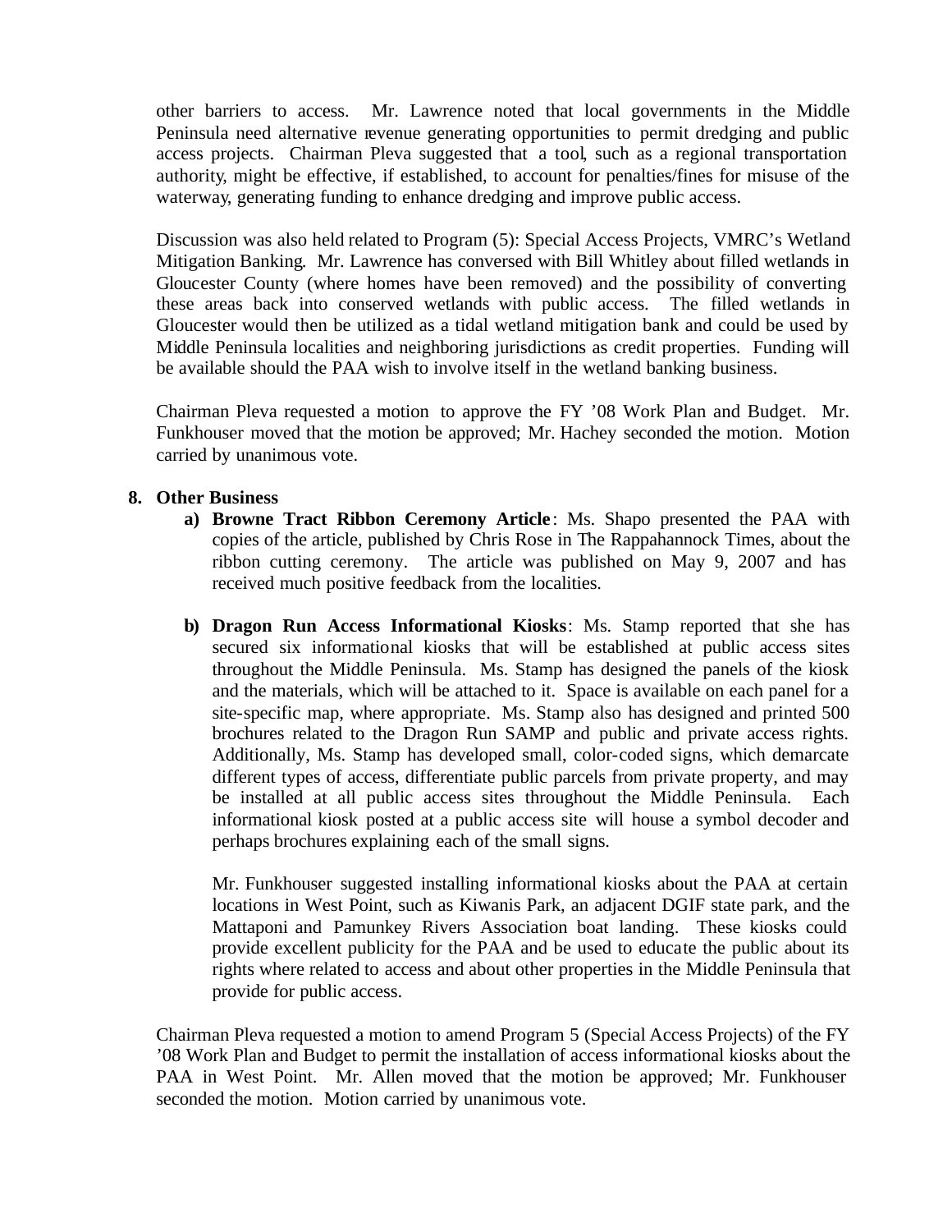other barriers to access. Mr. Lawrence noted that local governments in the Middle Peninsula need alternative revenue generating opportunities to permit dredging and public access projects. Chairman Pleva suggested that a tool, such as a regional transportation authority, might be effective, if established, to account for penalties/fines for misuse of the waterway, generating funding to enhance dredging and improve public access.

Discussion was also held related to Program (5): Special Access Projects, VMRC's Wetland Mitigation Banking. Mr. Lawrence has conversed with Bill Whitley about filled wetlands in Gloucester County (where homes have been removed) and the possibility of converting these areas back into conserved wetlands with public access. The filled wetlands in Gloucester would then be utilized as a tidal wetland mitigation bank and could be used by Middle Peninsula localities and neighboring jurisdictions as credit properties. Funding will be available should the PAA wish to involve itself in the wetland banking business.

Chairman Pleva requested a motion to approve the FY '08 Work Plan and Budget. Mr. Funkhouser moved that the motion be approved; Mr. Hachey seconded the motion. Motion carried by unanimous vote.

**8. Other Business**

**a) Browne Tract Ribbon Ceremony Article**: Ms. Shapo presented the PAA with copies of the article, published by Chris Rose in The Rappahannock Times, about the ribbon cutting ceremony. The article was published on May 9, 2007 and has received much positive feedback from the localities.

**b) Dragon Run Access Informational Kiosks**: Ms. Stamp reported that she has secured six informational kiosks that will be established at public access sites throughout the Middle Peninsula. Ms. Stamp has designed the panels of the kiosk and the materials, which will be attached to it. Space is available on each panel for a site-specific map, where appropriate. Ms. Stamp also has designed and printed 500 brochures related to the Dragon Run SAMP and public and private access rights. Additionally, Ms. Stamp has developed small, color-coded signs, which demarcate different types of access, differentiate public parcels from private property, and may be installed at all public access sites throughout the Middle Peninsula. Each informational kiosk posted at a public access site will house a symbol decoder and perhaps brochures explaining each of the small signs.

Mr. Funkhouser suggested installing informational kiosks about the PAA at certain locations in West Point, such as Kiwanis Park, an adjacent DGIF state park, and the Mattaponi and Pamunkey Rivers Association boat landing. These kiosks could provide excellent publicity for the PAA and be used to educate the public about its rights where related to access and about other properties in the Middle Peninsula that provide for public access.

Chairman Pleva requested a motion to amend Program 5 (Special Access Projects) of the FY '08 Work Plan and Budget to permit the installation of access informational kiosks about the PAA in West Point. Mr. Allen moved that the motion be approved; Mr. Funkhouser seconded the motion. Motion carried by unanimous vote.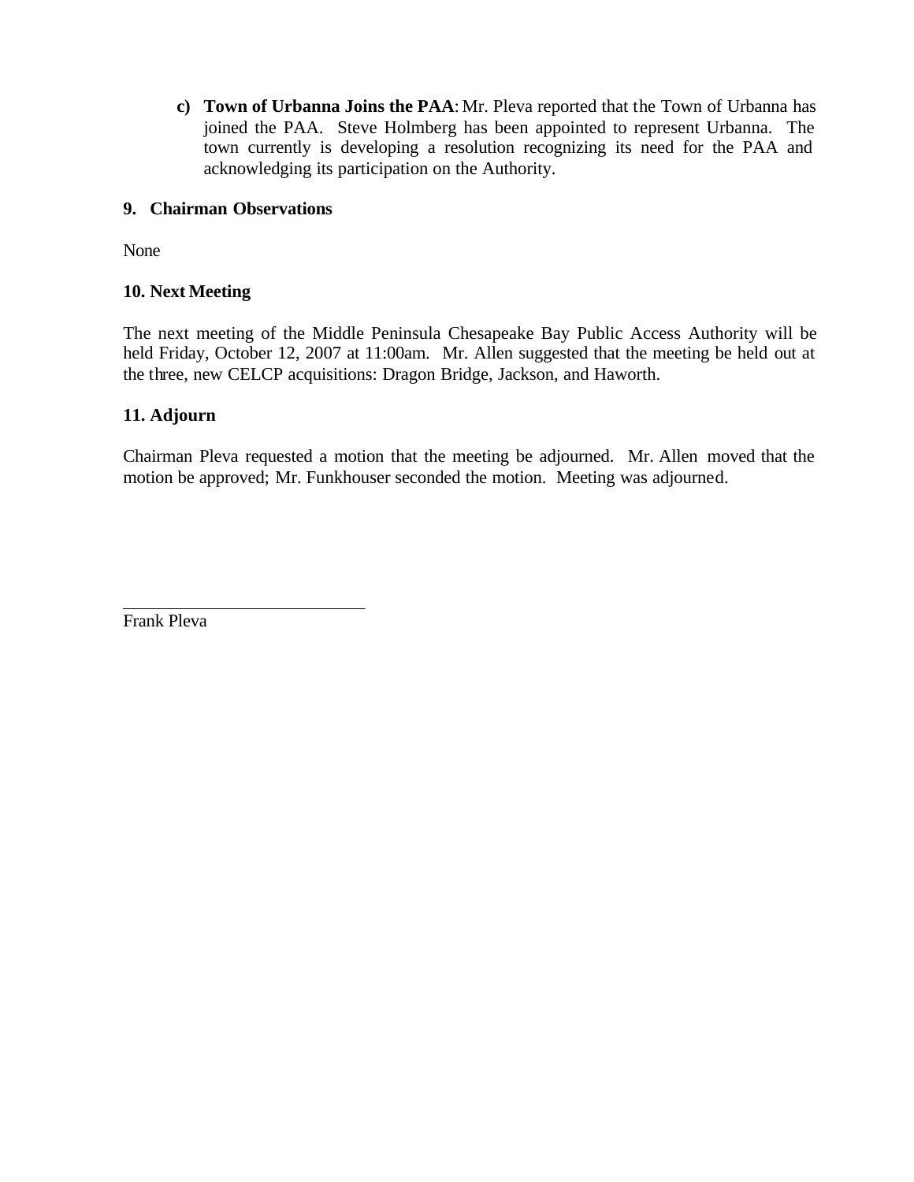c) **Town of Urbanna Joins the PAA**: Mr. Pleva reported that the Town of Urbanna has joined the PAA. Steve Holmberg has been appointed to represent Urbanna. The town currently is developing a resolution recognizing its need for the PAA and acknowledging its participation on the Authority.

## 9. Chairman Observations

None

## 10. Next Meeting

The next meeting of the Middle Peninsula Chesapeake Bay Public Access Authority will be held Friday, October 12, 2007 at 11:00am. Mr. Allen suggested that the meeting be held out at the three, new CELCP acquisitions: Dragon Bridge, Jackson, and Haworth.

## 11. Adjourn

Chairman Pleva requested a motion that the meeting be adjourned. Mr. Allen moved that the motion be approved; Mr. Funkhouser seconded the motion. Meeting was adjourned.

\_\_\_\_\_\_\_\_\_\_\_\_\_\_\_\_\_\_\_\_\_\_\_\_\_\_\_\_

Frank Pleva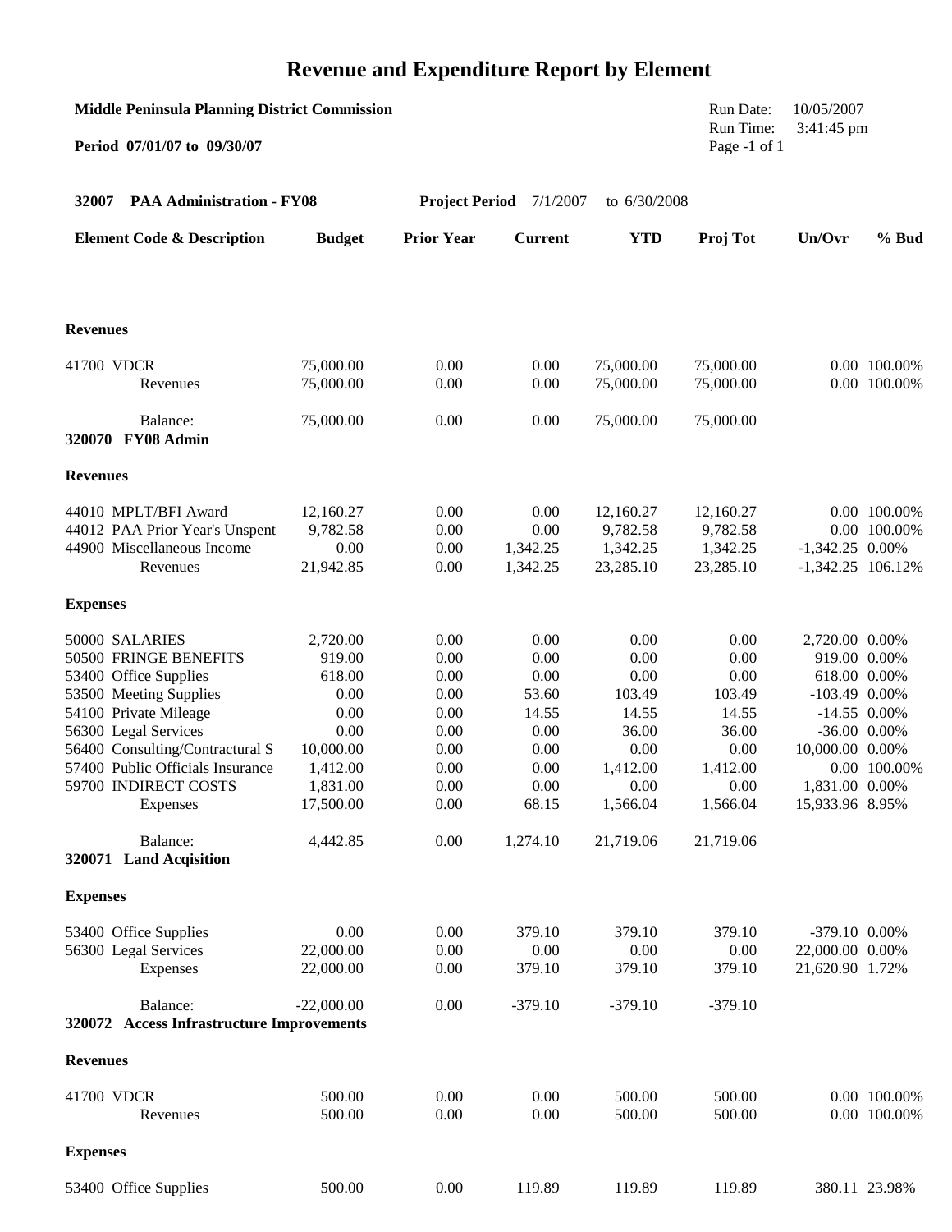# Revenue and Expenditure Report by Element

**Middle Peninsula Planning District Commission**

**Period 07/01/07 to 09/30/07**

Run Date: 10/05/2007
Run Time: 3:41:45 pm

**32007 PAA Administration - FY08** **Project Period** 7/1/2007 to 6/30/2008

| Element Code & Description | Budget | Prior Year | Current | YTD | Proj Tot | Un/Ovr | % Bud |
|---|---|---|---|---|---|---|---|
| **Revenues** | | | | | | | |
| 41700 VDCR | 75,000.00 | 0.00 | 0.00 | 75,000.00 | 75,000.00 | 0.00 | 100.00% |
| Revenues | 75,000.00 | 0.00 | 0.00 | 75,000.00 | 75,000.00 | 0.00 | 100.00% |
| Balance: | 75,000.00 | 0.00 | 0.00 | 75,000.00 | 75,000.00 | | |
| **320070 FY08 Admin** | | | | | | | |
| **Revenues** | | | | | | | |
| 44010 MPLT/BFI Award | 12,160.27 | 0.00 | 0.00 | 12,160.27 | 12,160.27 | 0.00 | 100.00% |
| 44012 PAA Prior Year's Unspent | 9,782.58 | 0.00 | 0.00 | 9,782.58 | 9,782.58 | 0.00 | 100.00% |
| 44900 Miscellaneous Income | 0.00 | 0.00 | 1,342.25 | 1,342.25 | 1,342.25 | -1,342.25 | 0.00% |
| Revenues | 21,942.85 | 0.00 | 1,342.25 | 23,285.10 | 23,285.10 | -1,342.25 | 106.12% |
| **Expenses** | | | | | | | |
| 50000 SALARIES | 2,720.00 | 0.00 | 0.00 | 0.00 | 0.00 | 2,720.00 | 0.00% |
| 50500 FRINGE BENEFITS | 919.00 | 0.00 | 0.00 | 0.00 | 0.00 | 919.00 | 0.00% |
| 53400 Office Supplies | 618.00 | 0.00 | 0.00 | 0.00 | 0.00 | 618.00 | 0.00% |
| 53500 Meeting Supplies | 0.00 | 0.00 | 53.60 | 103.49 | 103.49 | -103.49 | 0.00% |
| 54100 Private Mileage | 0.00 | 0.00 | 14.55 | 14.55 | 14.55 | -14.55 | 0.00% |
| 56300 Legal Services | 0.00 | 0.00 | 0.00 | 36.00 | 36.00 | -36.00 | 0.00% |
| 56400 Consulting/Contractural S | 10,000.00 | 0.00 | 0.00 | 0.00 | 0.00 | 10,000.00 | 0.00% |
| 57400 Public Officials Insurance | 1,412.00 | 0.00 | 0.00 | 1,412.00 | 1,412.00 | 0.00 | 100.00% |
| 59700 INDIRECT COSTS | 1,831.00 | 0.00 | 0.00 | 0.00 | 0.00 | 1,831.00 | 0.00% |
| Expenses | 17,500.00 | 0.00 | 68.15 | 1,566.04 | 1,566.04 | 15,933.96 | 8.95% |
| Balance: | 4,442.85 | 0.00 | 1,274.10 | 21,719.06 | 21,719.06 | | |
| **320071 Land Acqisition** | | | | | | | |
| **Expenses** | | | | | | | |
| 53400 Office Supplies | 0.00 | 0.00 | 379.10 | 379.10 | 379.10 | -379.10 | 0.00% |
| 56300 Legal Services | 22,000.00 | 0.00 | 0.00 | 0.00 | 0.00 | 22,000.00 | 0.00% |
| Expenses | 22,000.00 | 0.00 | 379.10 | 379.10 | 379.10 | 21,620.90 | 1.72% |
| Balance: | -22,000.00 | 0.00 | -379.10 | -379.10 | -379.10 | | |
| **320072 Access Infrastructure Improvements** | | | | | | | |
| **Revenues** | | | | | | | |
| 41700 VDCR | 500.00 | 0.00 | 0.00 | 500.00 | 500.00 | 0.00 | 100.00% |
| Revenues | 500.00 | 0.00 | 0.00 | 500.00 | 500.00 | 0.00 | 100.00% |
| **Expenses** | | | | | | | |
| 53400 Office Supplies | 500.00 | 0.00 | 119.89 | 119.89 | 119.89 | 380.11 | 23.98% |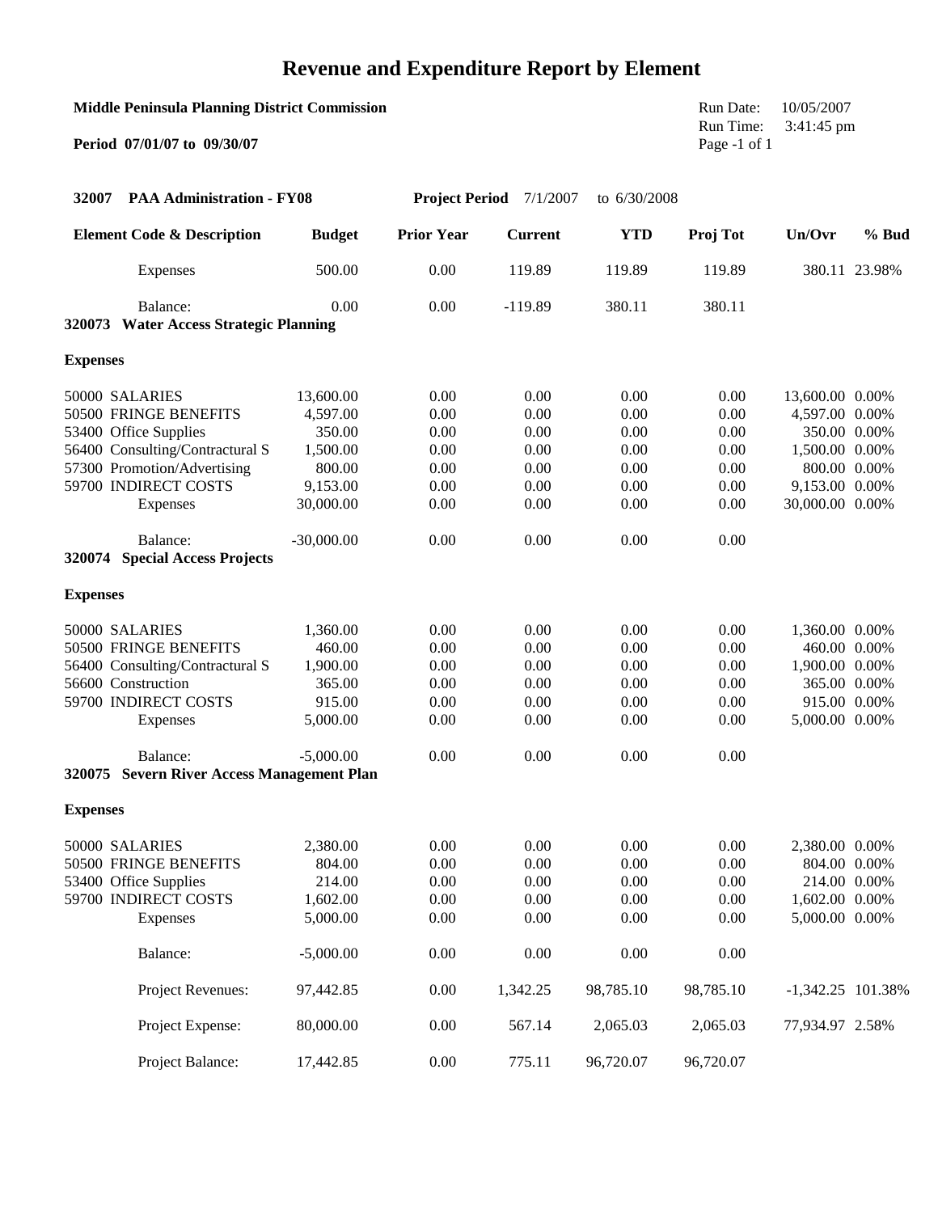# Revenue and Expenditure Report by Element

**Middle Peninsula Planning District Commission**

**Period 07/01/07 to 09/30/07**

Run Date: 10/05/2007
Run Time: 3:41:45 pm
Page -1 of 1

**32007 PAA Administration - FY08** **Project Period** 7/1/2007 to 6/30/2008

| Element Code & Description | Budget | Prior Year | Current | YTD | Proj Tot | Un/Ovr | % Bud |
|---|---|---|---|---|---|---|---|
| Expenses | 500.00 | 0.00 | 119.89 | 119.89 | 119.89 | 380.11 | 23.98% |
| Balance: | 0.00 | 0.00 | -119.89 | 380.11 | 380.11 | | |
| **320073 Water Access Strategic Planning** | | | | | | | |
| **Expenses** | | | | | | | |
| 50000 SALARIES | 13,600.00 | 0.00 | 0.00 | 0.00 | 0.00 | 13,600.00 | 0.00% |
| 50500 FRINGE BENEFITS | 4,597.00 | 0.00 | 0.00 | 0.00 | 0.00 | 4,597.00 | 0.00% |
| 53400 Office Supplies | 350.00 | 0.00 | 0.00 | 0.00 | 0.00 | 350.00 | 0.00% |
| 56400 Consulting/Contractural S | 1,500.00 | 0.00 | 0.00 | 0.00 | 0.00 | 1,500.00 | 0.00% |
| 57300 Promotion/Advertising | 800.00 | 0.00 | 0.00 | 0.00 | 0.00 | 800.00 | 0.00% |
| 59700 INDIRECT COSTS | 9,153.00 | 0.00 | 0.00 | 0.00 | 0.00 | 9,153.00 | 0.00% |
| Expenses | 30,000.00 | 0.00 | 0.00 | 0.00 | 0.00 | 30,000.00 | 0.00% |
| Balance: | -30,000.00 | 0.00 | 0.00 | 0.00 | 0.00 | | |
| **320074 Special Access Projects** | | | | | | | |
| **Expenses** | | | | | | | |
| 50000 SALARIES | 1,360.00 | 0.00 | 0.00 | 0.00 | 0.00 | 1,360.00 | 0.00% |
| 50500 FRINGE BENEFITS | 460.00 | 0.00 | 0.00 | 0.00 | 0.00 | 460.00 | 0.00% |
| 56400 Consulting/Contractural S | 1,900.00 | 0.00 | 0.00 | 0.00 | 0.00 | 1,900.00 | 0.00% |
| 56600 Construction | 365.00 | 0.00 | 0.00 | 0.00 | 0.00 | 365.00 | 0.00% |
| 59700 INDIRECT COSTS | 915.00 | 0.00 | 0.00 | 0.00 | 0.00 | 915.00 | 0.00% |
| Expenses | 5,000.00 | 0.00 | 0.00 | 0.00 | 0.00 | 5,000.00 | 0.00% |
| Balance: | -5,000.00 | 0.00 | 0.00 | 0.00 | 0.00 | | |
| **320075 Severn River Access Management Plan** | | | | | | | |
| **Expenses** | | | | | | | |
| 50000 SALARIES | 2,380.00 | 0.00 | 0.00 | 0.00 | 0.00 | 2,380.00 | 0.00% |
| 50500 FRINGE BENEFITS | 804.00 | 0.00 | 0.00 | 0.00 | 0.00 | 804.00 | 0.00% |
| 53400 Office Supplies | 214.00 | 0.00 | 0.00 | 0.00 | 0.00 | 214.00 | 0.00% |
| 59700 INDIRECT COSTS | 1,602.00 | 0.00 | 0.00 | 0.00 | 0.00 | 1,602.00 | 0.00% |
| Expenses | 5,000.00 | 0.00 | 0.00 | 0.00 | 0.00 | 5,000.00 | 0.00% |
| Balance: | -5,000.00 | 0.00 | 0.00 | 0.00 | 0.00 | | |
| Project Revenues: | 97,442.85 | 0.00 | 1,342.25 | 98,785.10 | 98,785.10 | -1,342.25 | 101.38% |
| Project Expense: | 80,000.00 | 0.00 | 567.14 | 2,065.03 | 2,065.03 | 77,934.97 | 2.58% |
| Project Balance: | 17,442.85 | 0.00 | 775.11 | 96,720.07 | 96,720.07 | | |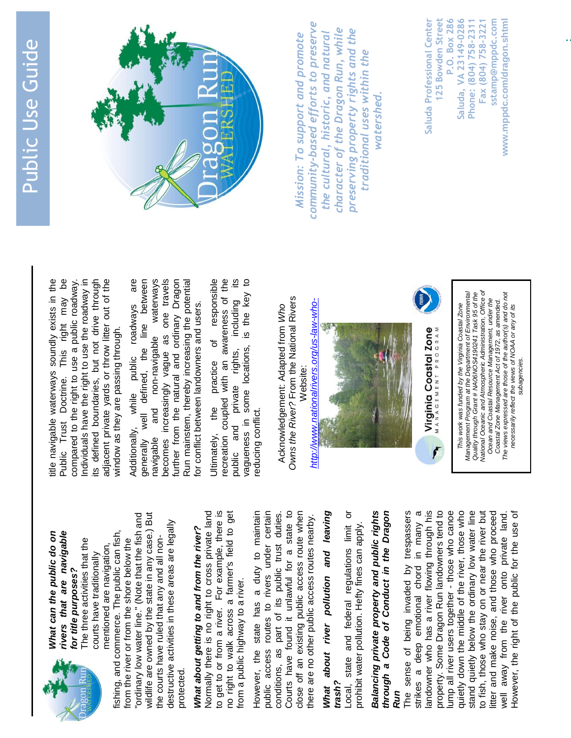### What can the public do on rivers that are navigable for title purposes?

The three activities that the courts have traditionally mentioned are navigation, fishing, and commerce. The public can fish, from the river or from the shore below the "ordinary low water line." (Note that the fish and wildlife are owned by the state in any case.) But the courts have ruled that any and all non-destructive activities in these areas are legally protected.

### What about getting to and from the river?

Normally there is no right to cross private land to get to or from a river. For example, there is no right to walk across a farmer's field to get from a public highway to a river.

However, the state has a duty to maintain public access routes to rivers under certain conditions, as part of its public trust duties. Courts have found it unlawful for a state to close off an existing public access route when there are no other public access routes nearby.

### What about river pollution and leaving trash?

Local, state and federal regulations limit or prohibit water pollution. Hefty fines can apply.

### Balancing private property and public rights through a Code of Conduct in the Dragon Run

The sense of being invaded by trespassers strikes a deep emotional chord in many a landowner who has a river flowing through his property. Some Dragon Run landowners tend to lump all river users together - those who canoe quietly down the middle of the river, those who stand quietly below the ordinary low water line to fish, those who stay on or near the river but litter and make noise, and those who proceed well away from the river onto private land. However, the right of the public for the use of title navigable waterways soundly exists in the Public Trust Doctrine. This right may be compared to the right to use a public roadway. Individuals have the right to use the roadway in its defined boundaries, but not drive through adjacent private yards or throw litter out of the window as they are passing through.

Additionally, while public roadways are generally well defined, the line between navigable and non-navigable waterways becomes increasingly vague as one travels further from the natural and ordinary Dragon Run mainstem, thereby increasing the potential for conflict between landowners and users.

Ultimately, the practice of responsible recreation coupled with an awareness of the public and private rights, including its vagueness in some locations, is the key to reducing conflict.

Acknowledgement: Adapted from *Who Owns the River?* From the National Rivers Website:
http://www.nationalrivers.org/us-law-who-

Virginia Coastal Zone MANAGEMENT PROGRAM

*This work was funded by the Virginia Coastal Zone Management Program at the Department of Environmental Quality through Grant # NA06NOS4190241 Task 95 of the National Oceanic and Atmospheric Administration, Office of Ocean and Coastal Resource Management, under the Coastal Zone Management Act of 1972, as amended. The views expressed are those of the author(s) and do not necessarily reflect the views of NOAA or any of its subagencies.*

# Public Use Guide

Dragon Run WATERSHED

*Mission: To support and promote community-based efforts to preserve the cultural, historic, and natural character of the Dragon Run, while preserving property rights and the traditional uses within the watershed.*

Saluda Professional Center
125 Bowden Street
P.O. Box 286
Saluda, VA 23149-0286
Phone: (804) 758-2311
Fax (804) 758-3221
sstamp@mppdc.com
www.mppdc.com/dragon.shtml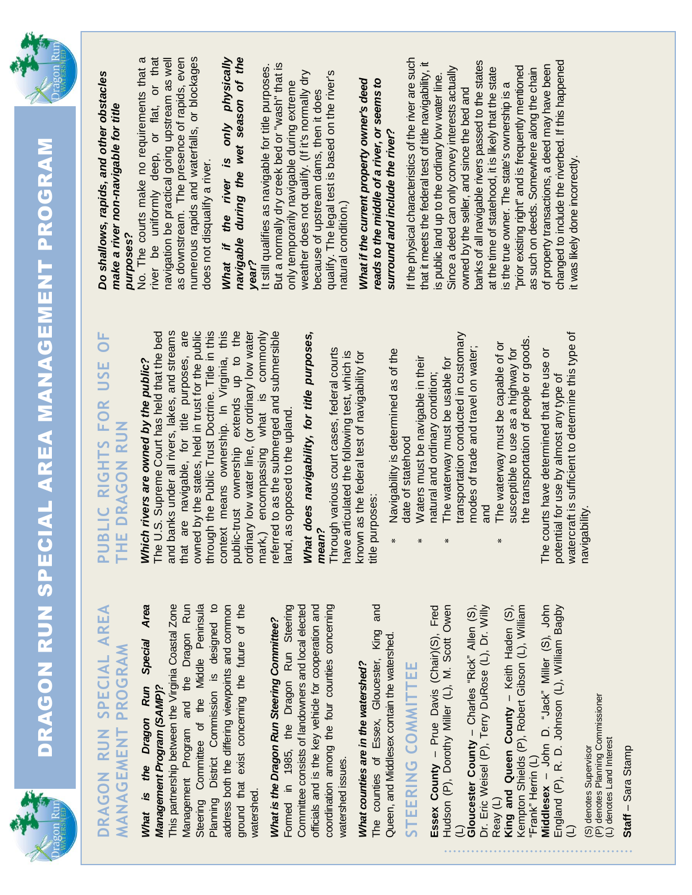# DRAGON RUN SPECIAL AREA MANAGEMENT PROGRAM

## DRAGON RUN SPECIAL AREA MANAGEMENT PROGRAM

***What is the Dragon Run Special Area Management Program (SAMP)?***

This partnership between the Virginia Coastal Zone Management Program and the Dragon Run Steering Committee of the Middle Peninsula Planning District Commission is designed to address both the differing viewpoints and common ground that exist concerning the future of the watershed.

***What is the Dragon Run Steering Committee?***

Formed in 1985, the Dragon Run Steering Committee consists of landowners and local elected officials and is the key vehicle for cooperation and coordination among the four counties concerning watershed issues.

***What counties are in the watershed?***

The counties of Essex, Gloucester, King and Queen, and Middlesex contain the watershed.

## STEERING COMMITTEE

**Essex County** – Prue Davis (Chair)(S), Fred Hudson (P), Dorothy Miller (L), M. Scott Owen (L)

**Gloucester County** – Charles "Rick" Allen (S), Dr. Eric Weisel (P), Terry DuRose (L), Dr. Willy Reay (L)

**King and Queen County** – Keith Haden (S), Kempton Shields (P), Robert Gibson (L), William "Frank" Herrin (L)

**Middlesex** – John D. "Jack" Miller (S), John England (P), R. D. Johnson (L), William Bagby (L)

(S) denotes Supervisor
(P) denotes Planning Commissioner
(L) denotes Land Interest

**Staff** – Sara Stamp

## PUBLIC RIGHTS FOR USE OF THE DRAGON RUN

***Which rivers are owned by the public?***

The U.S. Supreme Court has held that the bed and banks under all rivers, lakes, and streams that are navigable, for title purposes, are owned by the states, held in trust for the public through the Public Trust Doctrine. Title in this context means ownership. In Virginia, this public-trust ownership extends up to the ordinary low water line, (or ordinary low water mark,) encompassing what is commonly referred to as the submerged and submersible land, as opposed to the upland.

***What does navigability, for title purposes, mean?***

Through various court cases, federal courts have articulated the following test, which is known as the federal test of navigability for title purposes:

* Navigability is determined as of the date of statehood
* Waters must be navigable in their natural and ordinary condition;
* The waterway must be usable for transportation conducted in customary modes of trade and travel on water; and
* The waterway must be capable of or susceptible to use as a highway for the transportation of people or goods.

The courts have determined that the use or potential for use by almost any type of watercraft is sufficient to determine this type of navigability.

***Do shallows, rapids, and other obstacles make a river non-navigable for title purposes?***

No. The courts make no requirements that a river be uniformly deep, or flat, or that navigation be practical going upstream as well as downstream. The presence of rapids, even numerous rapids and waterfalls, or blockages does not disqualify a river.

***What if the river is only physically navigable during the wet season of the year?***

It still qualifies as navigable for title purposes. But a normally dry creek bed or "wash" that is only temporarily navigable during extreme weather does not qualify. (If it's normally dry because of upstream dams, then it does qualify. The legal test is based on the river's natural condition.)

***What if the current property owner's deed reads to the middle of a river, or seems to surround and include the river?***

If the physical characteristics of the river are such that it meets the federal test of title navigability, it is public land up to the ordinary low water line. Since a deed can only convey interests actually owned by the seller, and since the bed and banks of all navigable rivers passed to the states at the time of statehood, it is likely that the state is the true owner. The state's ownership is a "prior existing right" and is frequently mentioned as such on deeds. Somewhere along the chain of property transactions, a deed may have been changed to include the riverbed. If this happened it was likely done incorrectly.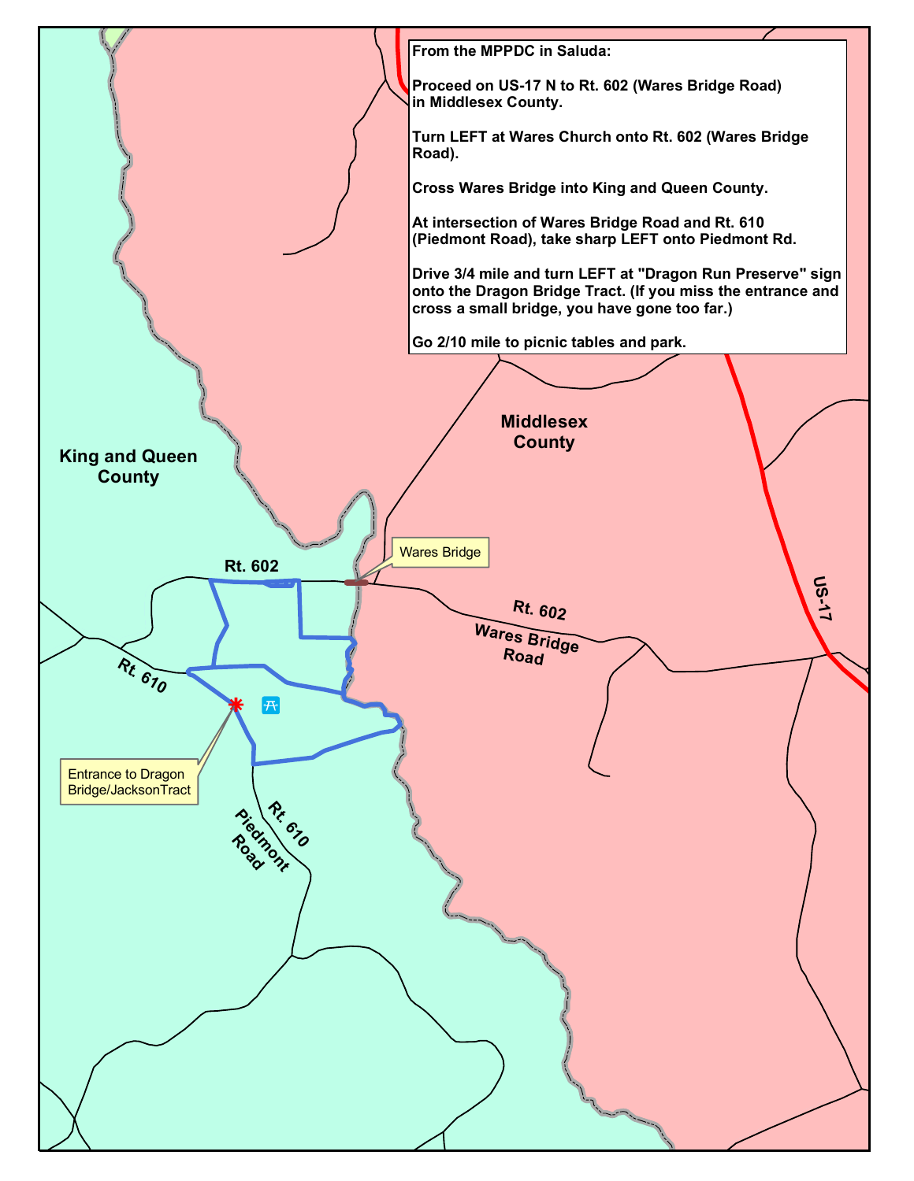From the MPPDC in Saluda:

Proceed on US-17 N to Rt. 602 (Wares Bridge Road) in Middlesex County.

Turn LEFT at Wares Church onto Rt. 602 (Wares Bridge Road).

Cross Wares Bridge into King and Queen County.

At intersection of Wares Bridge Road and Rt. 610 (Piedmont Road), take sharp LEFT onto Piedmont Rd.

Drive 3/4 mile and turn LEFT at "Dragon Run Preserve" sign onto the Dragon Bridge Tract. (If you miss the entrance and cross a small bridge, you have gone too far.)

Go 2/10 mile to picnic tables and park.

Middlesex County

King and Queen County

Rt. 602

Wares Bridge

Rt. 602
Wares Bridge Road

US-17

Rt. 610

Entrance to Dragon Bridge/JacksonTract

Rt. 610
Piedmont Road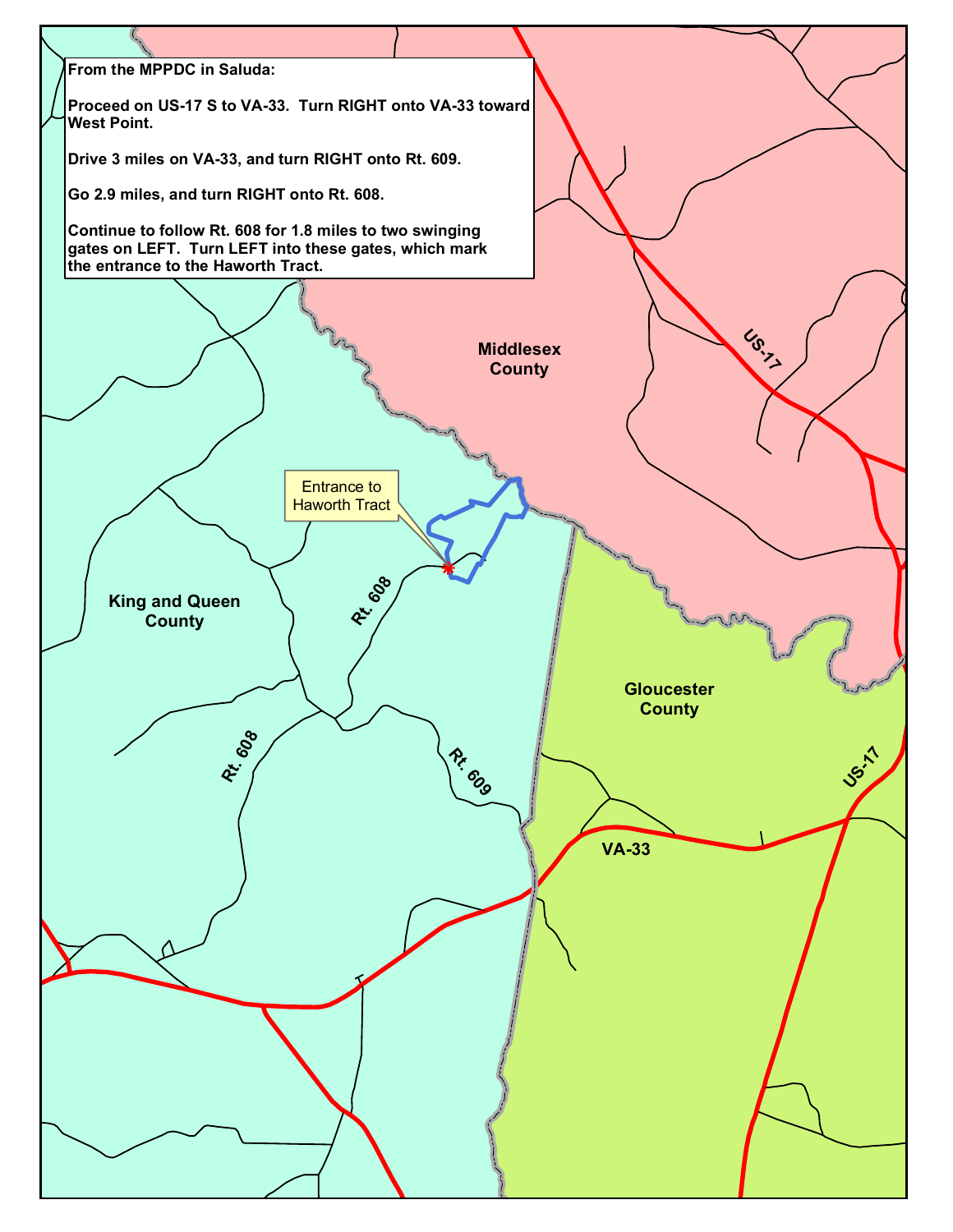**From the MPPDC in Saluda:**

**Proceed on US-17 S to VA-33. Turn RIGHT onto VA-33 toward West Point.**

**Drive 3 miles on VA-33, and turn RIGHT onto Rt. 609.**

**Go 2.9 miles, and turn RIGHT onto Rt. 608.**

**Continue to follow Rt. 608 for 1.8 miles to two swinging gates on LEFT. Turn LEFT into these gates, which mark the entrance to the Haworth Tract.**

Entrance to Haworth Tract

Middlesex County

King and Queen County

Gloucester County

US-17

Rt. 608

Rt. 608

Rt. 609

VA-33

US-17